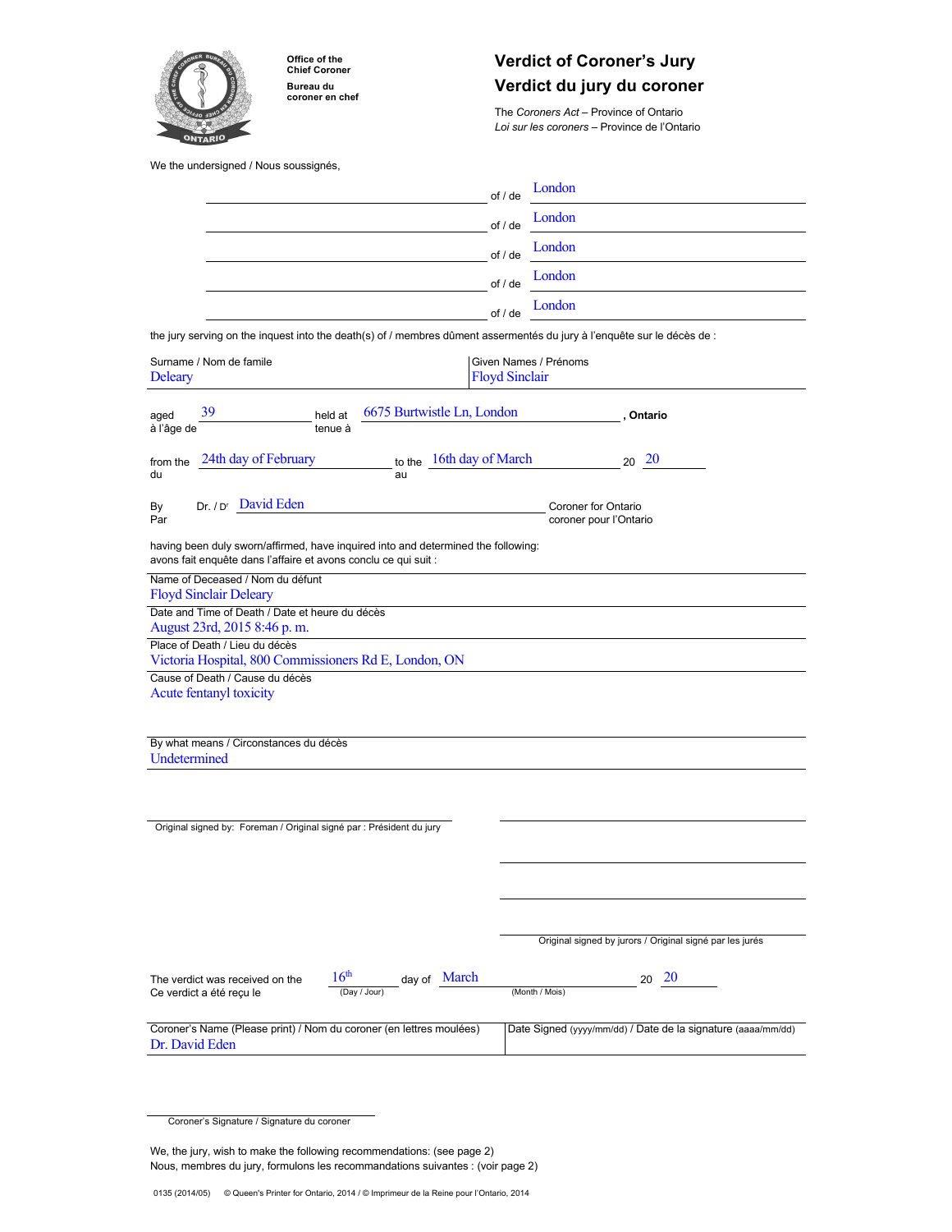Office of the Chief Coroner
Bureau du coroner en chef

# Verdict of Coroner's Jury
# Verdict du jury du coroner

The *Coroners Act* – Province of Ontario
*Loi sur les coroners* – Province de l'Ontario

We the undersigned / Nous soussignés,

of / de London

of / de London

of / de London

of / de London

of / de London

the jury serving on the inquest into the death(s) of / membres dûment assermentés du jury à l'enquête sur le décès de :

| Surname / Nom de famille | Given Names / Prénoms |
|---|---|
| Deleary | Floyd Sinclair |

aged / à l'âge de 39 held at / tenue à 6675 Burtwistle Ln, London, **Ontario**

from the / du 24th day of February to the / au 16th day of March 20 20

By / Par Dr. / Dr David Eden Coroner for Ontario / coroner pour l'Ontario

having been duly sworn/affirmed, have inquired into and determined the following:
avons fait enquête dans l'affaire et avons conclu ce qui suit :

Name of Deceased / Nom du défunt
Floyd Sinclair Deleary

Date and Time of Death / Date et heure du décès
August 23rd, 2015 8:46 p. m.

Place of Death / Lieu du décès
Victoria Hospital, 800 Commissioners Rd E, London, ON

Cause of Death / Cause du décès
Acute fentanyl toxicity

By what means / Circonstances du décès
Undetermined

Original signed by: Foreman / Original signé par : Président du jury

Original signed by jurors / Original signé par les jurés

The verdict was received on the / Ce verdict a été reçu le 16th (Day / Jour) day of March (Month / Mois) 20 20

| Coroner's Name (Please print) / Nom du coroner (en lettres moulées) | Date Signed (yyyy/mm/dd) / Date de la signature (aaaa/mm/dd) |
|---|---|
| Dr. David Eden | |

Coroner's Signature / Signature du coroner

We, the jury, wish to make the following recommendations: (see page 2)
Nous, membres du jury, formulons les recommandations suivantes : (voir page 2)

0135 (2014/05) © Queen's Printer for Ontario, 2014 / © Imprimeur de la Reine pour l'Ontario, 2014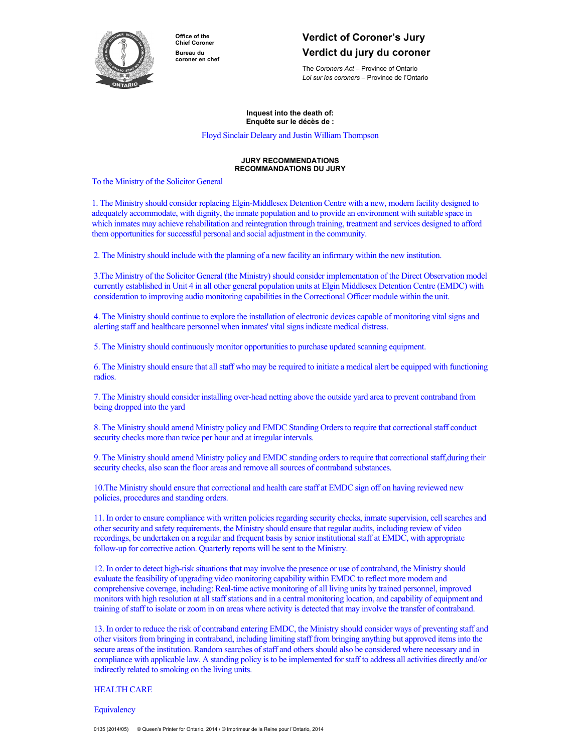Office of the Chief Coroner

Bureau du coroner en chef

# Verdict of Coroner's Jury
# Verdict du jury du coroner

The *Coroners Act* – Province of Ontario
*Loi sur les coroners* – Province de l'Ontario

**Inquest into the death of:**
**Enquête sur le décès de :**

Floyd Sinclair Deleary and Justin William Thompson

**JURY RECOMMENDATIONS**
**RECOMMANDATIONS DU JURY**

To the Ministry of the Solicitor General

1. The Ministry should consider replacing Elgin-Middlesex Detention Centre with a new, modern facility designed to adequately accommodate, with dignity, the inmate population and to provide an environment with suitable space in which inmates may achieve rehabilitation and reintegration through training, treatment and services designed to afford them opportunities for successful personal and social adjustment in the community.

2. The Ministry should include with the planning of a new facility an infirmary within the new institution.

3.The Ministry of the Solicitor General (the Ministry) should consider implementation of the Direct Observation model currently established in Unit 4 in all other general population units at Elgin Middlesex Detention Centre (EMDC) with consideration to improving audio monitoring capabilities in the Correctional Officer module within the unit.

4. The Ministry should continue to explore the installation of electronic devices capable of monitoring vital signs and alerting staff and healthcare personnel when inmates' vital signs indicate medical distress.

5. The Ministry should continuously monitor opportunities to purchase updated scanning equipment.

6. The Ministry should ensure that all staff who may be required to initiate a medical alert be equipped with functioning radios.

7. The Ministry should consider installing over-head netting above the outside yard area to prevent contraband from being dropped into the yard

8. The Ministry should amend Ministry policy and EMDC Standing Orders to require that correctional staff conduct security checks more than twice per hour and at irregular intervals.

9. The Ministry should amend Ministry policy and EMDC standing orders to require that correctional staff,during their security checks, also scan the floor areas and remove all sources of contraband substances.

10.The Ministry should ensure that correctional and health care staff at EMDC sign off on having reviewed new policies, procedures and standing orders.

11. In order to ensure compliance with written policies regarding security checks, inmate supervision, cell searches and other security and safety requirements, the Ministry should ensure that regular audits, including review of video recordings, be undertaken on a regular and frequent basis by senior institutional staff at EMDC, with appropriate follow-up for corrective action. Quarterly reports will be sent to the Ministry.

12. In order to detect high-risk situations that may involve the presence or use of contraband, the Ministry should evaluate the feasibility of upgrading video monitoring capability within EMDC to reflect more modern and comprehensive coverage, including: Real-time active monitoring of all living units by trained personnel, improved monitors with high resolution at all staff stations and in a central monitoring location, and capability of equipment and training of staff to isolate or zoom in on areas where activity is detected that may involve the transfer of contraband.

13. In order to reduce the risk of contraband entering EMDC, the Ministry should consider ways of preventing staff and other visitors from bringing in contraband, including limiting staff from bringing anything but approved items into the secure areas of the institution. Random searches of staff and others should also be considered where necessary and in compliance with applicable law. A standing policy is to be implemented for staff to address all activities directly and/or indirectly related to smoking on the living units.

HEALTH CARE

Equivalency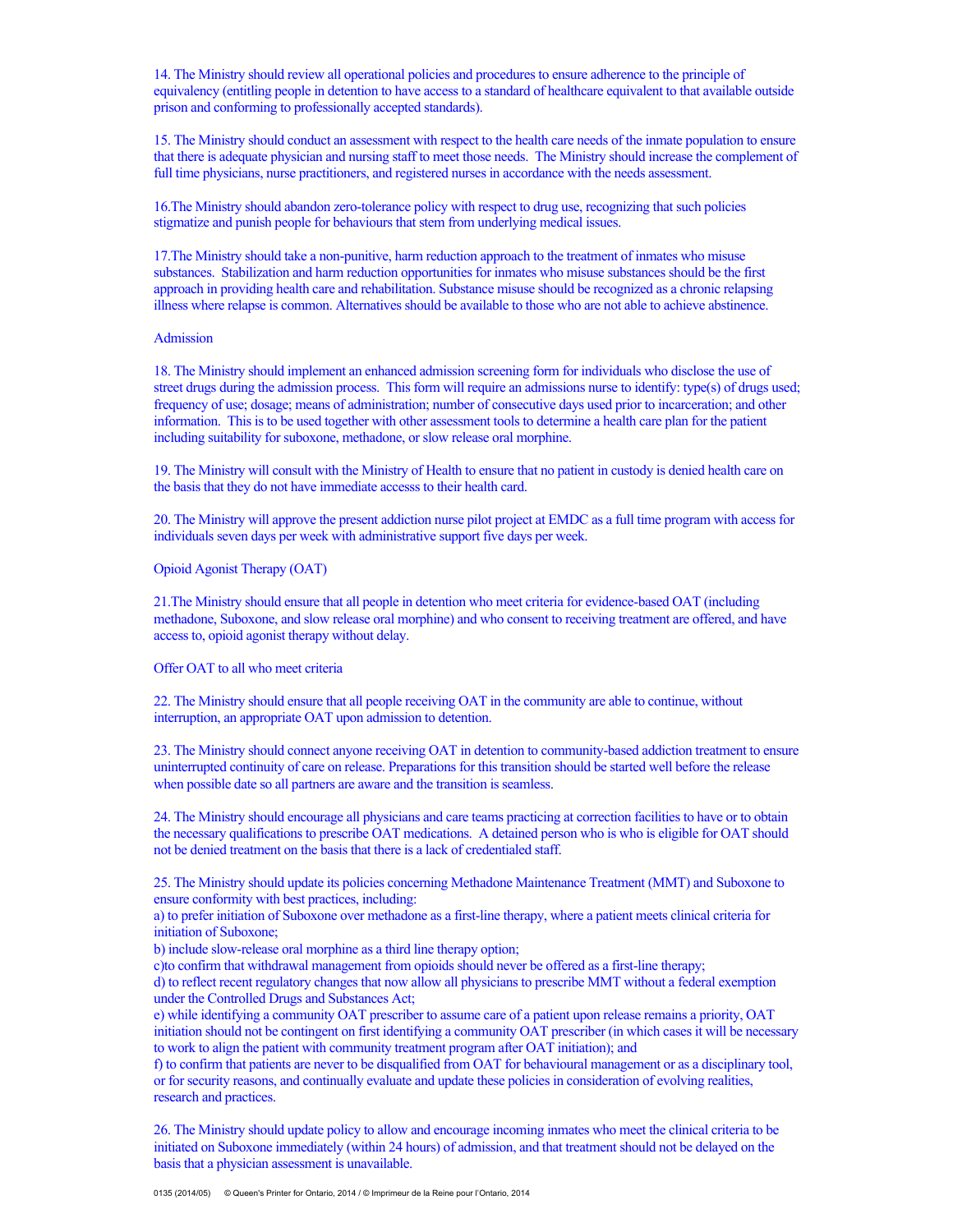14. The Ministry should review all operational policies and procedures to ensure adherence to the principle of equivalency (entitling people in detention to have access to a standard of healthcare equivalent to that available outside prison and conforming to professionally accepted standards).

15. The Ministry should conduct an assessment with respect to the health care needs of the inmate population to ensure that there is adequate physician and nursing staff to meet those needs. The Ministry should increase the complement of full time physicians, nurse practitioners, and registered nurses in accordance with the needs assessment.

16.The Ministry should abandon zero-tolerance policy with respect to drug use, recognizing that such policies stigmatize and punish people for behaviours that stem from underlying medical issues.

17.The Ministry should take a non-punitive, harm reduction approach to the treatment of inmates who misuse substances. Stabilization and harm reduction opportunities for inmates who misuse substances should be the first approach in providing health care and rehabilitation. Substance misuse should be recognized as a chronic relapsing illness where relapse is common. Alternatives should be available to those who are not able to achieve abstinence.

Admission

18. The Ministry should implement an enhanced admission screening form for individuals who disclose the use of street drugs during the admission process. This form will require an admissions nurse to identify: type(s) of drugs used; frequency of use; dosage; means of administration; number of consecutive days used prior to incarceration; and other information. This is to be used together with other assessment tools to determine a health care plan for the patient including suitability for suboxone, methadone, or slow release oral morphine.

19. The Ministry will consult with the Ministry of Health to ensure that no patient in custody is denied health care on the basis that they do not have immediate accesss to their health card.

20. The Ministry will approve the present addiction nurse pilot project at EMDC as a full time program with access for individuals seven days per week with administrative support five days per week.

Opioid Agonist Therapy (OAT)

21.The Ministry should ensure that all people in detention who meet criteria for evidence-based OAT (including methadone, Suboxone, and slow release oral morphine) and who consent to receiving treatment are offered, and have access to, opioid agonist therapy without delay.

Offer OAT to all who meet criteria

22. The Ministry should ensure that all people receiving OAT in the community are able to continue, without interruption, an appropriate OAT upon admission to detention.

23. The Ministry should connect anyone receiving OAT in detention to community-based addiction treatment to ensure uninterrupted continuity of care on release. Preparations for this transition should be started well before the release when possible date so all partners are aware and the transition is seamless.

24. The Ministry should encourage all physicians and care teams practicing at correction facilities to have or to obtain the necessary qualifications to prescribe OAT medications. A detained person who is who is eligible for OAT should not be denied treatment on the basis that there is a lack of credentialed staff.

25. The Ministry should update its policies concerning Methadone Maintenance Treatment (MMT) and Suboxone to ensure conformity with best practices, including:
a) to prefer initiation of Suboxone over methadone as a first-line therapy, where a patient meets clinical criteria for initiation of Suboxone;
b) include slow-release oral morphine as a third line therapy option;
c)to confirm that withdrawal management from opioids should never be offered as a first-line therapy;
d) to reflect recent regulatory changes that now allow all physicians to prescribe MMT without a federal exemption under the Controlled Drugs and Substances Act;
e) while identifying a community OAT prescriber to assume care of a patient upon release remains a priority, OAT initiation should not be contingent on first identifying a community OAT prescriber (in which cases it will be necessary to work to align the patient with community treatment program after OAT initiation); and
f) to confirm that patients are never to be disqualified from OAT for behavioural management or as a disciplinary tool, or for security reasons, and continually evaluate and update these policies in consideration of evolving realities, research and practices.

26. The Ministry should update policy to allow and encourage incoming inmates who meet the clinical criteria to be initiated on Suboxone immediately (within 24 hours) of admission, and that treatment should not be delayed on the basis that a physician assessment is unavailable.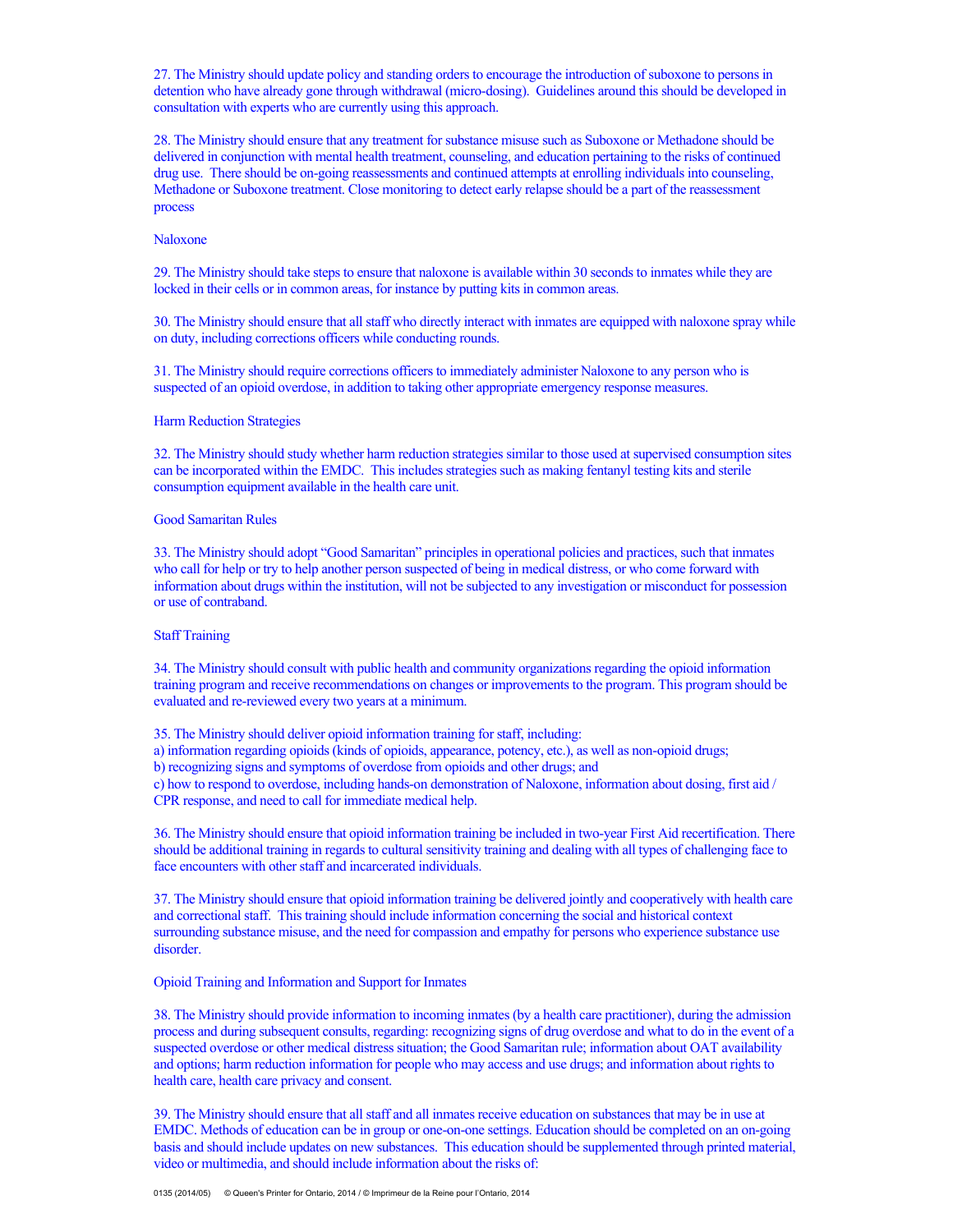27. The Ministry should update policy and standing orders to encourage the introduction of suboxone to persons in detention who have already gone through withdrawal (micro-dosing). Guidelines around this should be developed in consultation with experts who are currently using this approach.

28. The Ministry should ensure that any treatment for substance misuse such as Suboxone or Methadone should be delivered in conjunction with mental health treatment, counseling, and education pertaining to the risks of continued drug use. There should be on-going reassessments and continued attempts at enrolling individuals into counseling, Methadone or Suboxone treatment. Close monitoring to detect early relapse should be a part of the reassessment process

Naloxone

29. The Ministry should take steps to ensure that naloxone is available within 30 seconds to inmates while they are locked in their cells or in common areas, for instance by putting kits in common areas.

30. The Ministry should ensure that all staff who directly interact with inmates are equipped with naloxone spray while on duty, including corrections officers while conducting rounds.

31. The Ministry should require corrections officers to immediately administer Naloxone to any person who is suspected of an opioid overdose, in addition to taking other appropriate emergency response measures.

Harm Reduction Strategies

32. The Ministry should study whether harm reduction strategies similar to those used at supervised consumption sites can be incorporated within the EMDC. This includes strategies such as making fentanyl testing kits and sterile consumption equipment available in the health care unit.

Good Samaritan Rules

33. The Ministry should adopt "Good Samaritan" principles in operational policies and practices, such that inmates who call for help or try to help another person suspected of being in medical distress, or who come forward with information about drugs within the institution, will not be subjected to any investigation or misconduct for possession or use of contraband.

Staff Training

34. The Ministry should consult with public health and community organizations regarding the opioid information training program and receive recommendations on changes or improvements to the program. This program should be evaluated and re-reviewed every two years at a minimum.

35. The Ministry should deliver opioid information training for staff, including:
a) information regarding opioids (kinds of opioids, appearance, potency, etc.), as well as non-opioid drugs;
b) recognizing signs and symptoms of overdose from opioids and other drugs; and
c) how to respond to overdose, including hands-on demonstration of Naloxone, information about dosing, first aid / CPR response, and need to call for immediate medical help.

36. The Ministry should ensure that opioid information training be included in two-year First Aid recertification. There should be additional training in regards to cultural sensitivity training and dealing with all types of challenging face to face encounters with other staff and incarcerated individuals.

37. The Ministry should ensure that opioid information training be delivered jointly and cooperatively with health care and correctional staff. This training should include information concerning the social and historical context surrounding substance misuse, and the need for compassion and empathy for persons who experience substance use disorder.

Opioid Training and Information and Support for Inmates

38. The Ministry should provide information to incoming inmates (by a health care practitioner), during the admission process and during subsequent consults, regarding: recognizing signs of drug overdose and what to do in the event of a suspected overdose or other medical distress situation; the Good Samaritan rule; information about OAT availability and options; harm reduction information for people who may access and use drugs; and information about rights to health care, health care privacy and consent.

39. The Ministry should ensure that all staff and all inmates receive education on substances that may be in use at EMDC. Methods of education can be in group or one-on-one settings. Education should be completed on an on-going basis and should include updates on new substances. This education should be supplemented through printed material, video or multimedia, and should include information about the risks of: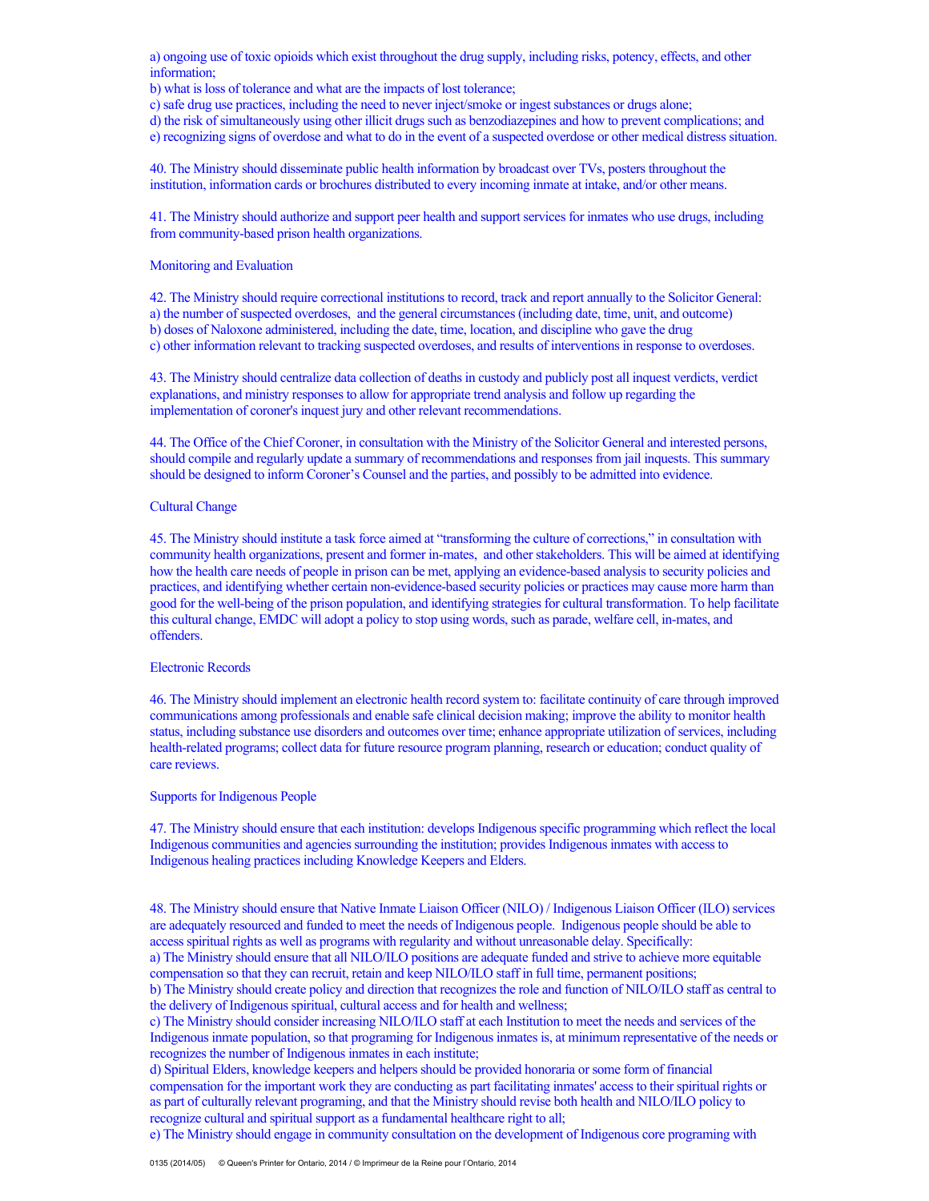a) ongoing use of toxic opioids which exist throughout the drug supply, including risks, potency, effects, and other information;
b) what is loss of tolerance and what are the impacts of lost tolerance;
c) safe drug use practices, including the need to never inject/smoke or ingest substances or drugs alone;
d) the risk of simultaneously using other illicit drugs such as benzodiazepines and how to prevent complications; and
e) recognizing signs of overdose and what to do in the event of a suspected overdose or other medical distress situation.

40. The Ministry should disseminate public health information by broadcast over TVs, posters throughout the institution, information cards or brochures distributed to every incoming inmate at intake, and/or other means.

41. The Ministry should authorize and support peer health and support services for inmates who use drugs, including from community-based prison health organizations.

Monitoring and Evaluation

42. The Ministry should require correctional institutions to record, track and report annually to the Solicitor General:
a) the number of suspected overdoses,  and the general circumstances (including date, time, unit, and outcome)
b) doses of Naloxone administered, including the date, time, location, and discipline who gave the drug
c) other information relevant to tracking suspected overdoses, and results of interventions in response to overdoses.

43. The Ministry should centralize data collection of deaths in custody and publicly post all inquest verdicts, verdict explanations, and ministry responses to allow for appropriate trend analysis and follow up regarding the implementation of coroner's inquest jury and other relevant recommendations.

44. The Office of the Chief Coroner, in consultation with the Ministry of the Solicitor General and interested persons, should compile and regularly update a summary of recommendations and responses from jail inquests. This summary should be designed to inform Coroner's Counsel and the parties, and possibly to be admitted into evidence.

Cultural Change

45. The Ministry should institute a task force aimed at "transforming the culture of corrections," in consultation with community health organizations, present and former in-mates,  and other stakeholders. This will be aimed at identifying how the health care needs of people in prison can be met, applying an evidence-based analysis to security policies and practices, and identifying whether certain non-evidence-based security policies or practices may cause more harm than good for the well-being of the prison population, and identifying strategies for cultural transformation. To help facilitate this cultural change, EMDC will adopt a policy to stop using words, such as parade, welfare cell, in-mates, and offenders.

Electronic Records

46. The Ministry should implement an electronic health record system to: facilitate continuity of care through improved communications among professionals and enable safe clinical decision making; improve the ability to monitor health status, including substance use disorders and outcomes over time; enhance appropriate utilization of services, including health-related programs; collect data for future resource program planning, research or education; conduct quality of care reviews.

Supports for Indigenous People

47. The Ministry should ensure that each institution: develops Indigenous specific programming which reflect the local Indigenous communities and agencies surrounding the institution; provides Indigenous inmates with access to Indigenous healing practices including Knowledge Keepers and Elders.

48. The Ministry should ensure that Native Inmate Liaison Officer (NILO) / Indigenous Liaison Officer (ILO) services are adequately resourced and funded to meet the needs of Indigenous people.  Indigenous people should be able to access spiritual rights as well as programs with regularity and without unreasonable delay. Specifically:
a) The Ministry should ensure that all NILO/ILO positions are adequate funded and strive to achieve more equitable compensation so that they can recruit, retain and keep NILO/ILO staff in full time, permanent positions;
b) The Ministry should create policy and direction that recognizes the role and function of NILO/ILO staff as central to the delivery of Indigenous spiritual, cultural access and for health and wellness;
c) The Ministry should consider increasing NILO/ILO staff at each Institution to meet the needs and services of the Indigenous inmate population, so that programing for Indigenous inmates is, at minimum representative of the needs or recognizes the number of Indigenous inmates in each institute;
d) Spiritual Elders, knowledge keepers and helpers should be provided honoraria or some form of financial compensation for the important work they are conducting as part facilitating inmates' access to their spiritual rights or as part of culturally relevant programing, and that the Ministry should revise both health and NILO/ILO policy to recognize cultural and spiritual support as a fundamental healthcare right to all;
e) The Ministry should engage in community consultation on the development of Indigenous core programing with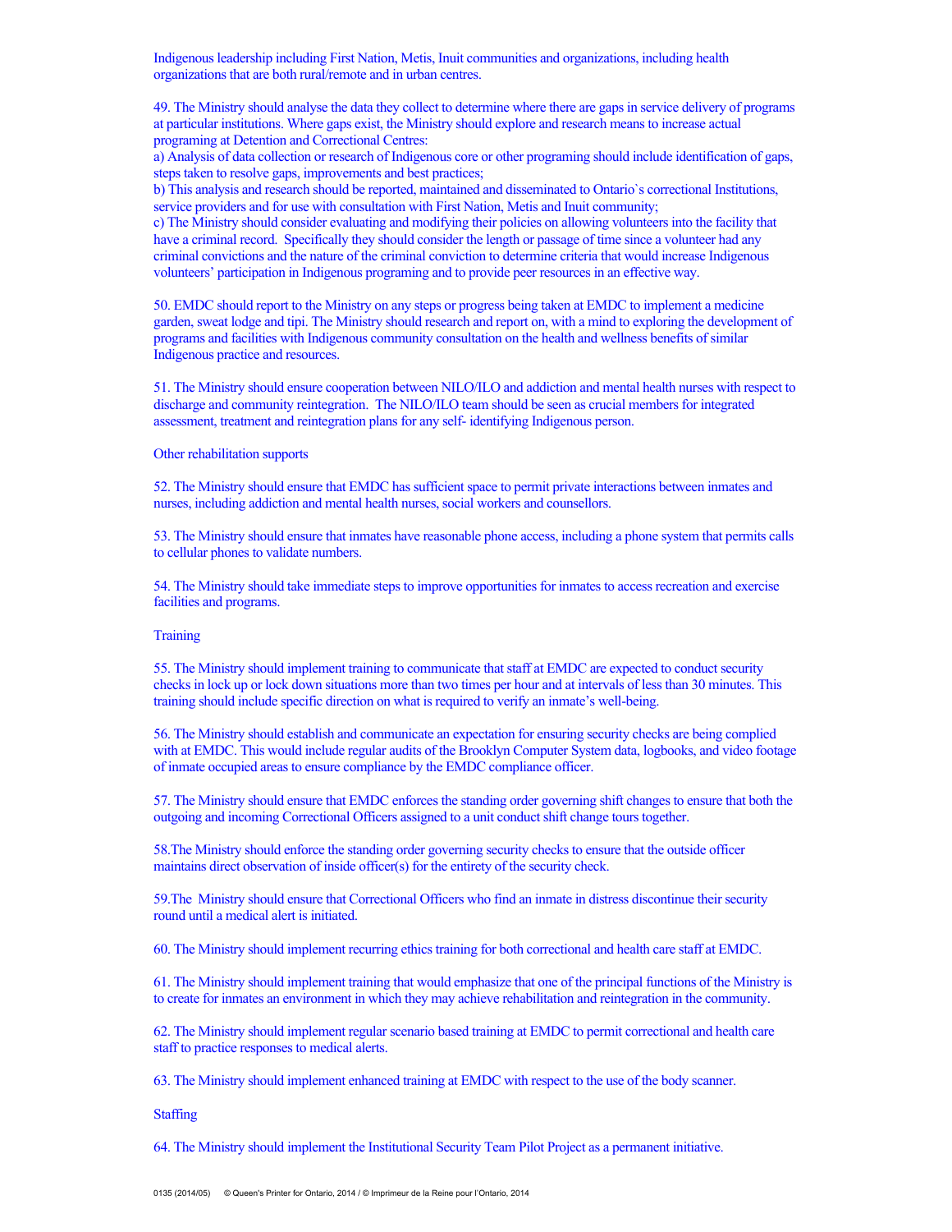Indigenous leadership including First Nation, Metis, Inuit communities and organizations, including health organizations that are both rural/remote and in urban centres.

49. The Ministry should analyse the data they collect to determine where there are gaps in service delivery of programs at particular institutions. Where gaps exist, the Ministry should explore and research means to increase actual programing at Detention and Correctional Centres:
a) Analysis of data collection or research of Indigenous core or other programing should include identification of gaps, steps taken to resolve gaps, improvements and best practices;
b) This analysis and research should be reported, maintained and disseminated to Ontario`s correctional Institutions, service providers and for use with consultation with First Nation, Metis and Inuit community;
c) The Ministry should consider evaluating and modifying their policies on allowing volunteers into the facility that have a criminal record. Specifically they should consider the length or passage of time since a volunteer had any criminal convictions and the nature of the criminal conviction to determine criteria that would increase Indigenous volunteers' participation in Indigenous programing and to provide peer resources in an effective way.

50. EMDC should report to the Ministry on any steps or progress being taken at EMDC to implement a medicine garden, sweat lodge and tipi. The Ministry should research and report on, with a mind to exploring the development of programs and facilities with Indigenous community consultation on the health and wellness benefits of similar Indigenous practice and resources.

51. The Ministry should ensure cooperation between NILO/ILO and addiction and mental health nurses with respect to discharge and community reintegration. The NILO/ILO team should be seen as crucial members for integrated assessment, treatment and reintegration plans for any self- identifying Indigenous person.

Other rehabilitation supports

52. The Ministry should ensure that EMDC has sufficient space to permit private interactions between inmates and nurses, including addiction and mental health nurses, social workers and counsellors.

53. The Ministry should ensure that inmates have reasonable phone access, including a phone system that permits calls to cellular phones to validate numbers.

54. The Ministry should take immediate steps to improve opportunities for inmates to access recreation and exercise facilities and programs.

Training

55. The Ministry should implement training to communicate that staff at EMDC are expected to conduct security checks in lock up or lock down situations more than two times per hour and at intervals of less than 30 minutes. This training should include specific direction on what is required to verify an inmate's well-being.

56. The Ministry should establish and communicate an expectation for ensuring security checks are being complied with at EMDC. This would include regular audits of the Brooklyn Computer System data, logbooks, and video footage of inmate occupied areas to ensure compliance by the EMDC compliance officer.

57. The Ministry should ensure that EMDC enforces the standing order governing shift changes to ensure that both the outgoing and incoming Correctional Officers assigned to a unit conduct shift change tours together.

58.The Ministry should enforce the standing order governing security checks to ensure that the outside officer maintains direct observation of inside officer(s) for the entirety of the security check.

59.The Ministry should ensure that Correctional Officers who find an inmate in distress discontinue their security round until a medical alert is initiated.

60. The Ministry should implement recurring ethics training for both correctional and health care staff at EMDC.

61. The Ministry should implement training that would emphasize that one of the principal functions of the Ministry is to create for inmates an environment in which they may achieve rehabilitation and reintegration in the community.

62. The Ministry should implement regular scenario based training at EMDC to permit correctional and health care staff to practice responses to medical alerts.

63. The Ministry should implement enhanced training at EMDC with respect to the use of the body scanner.

Staffing

64. The Ministry should implement the Institutional Security Team Pilot Project as a permanent initiative.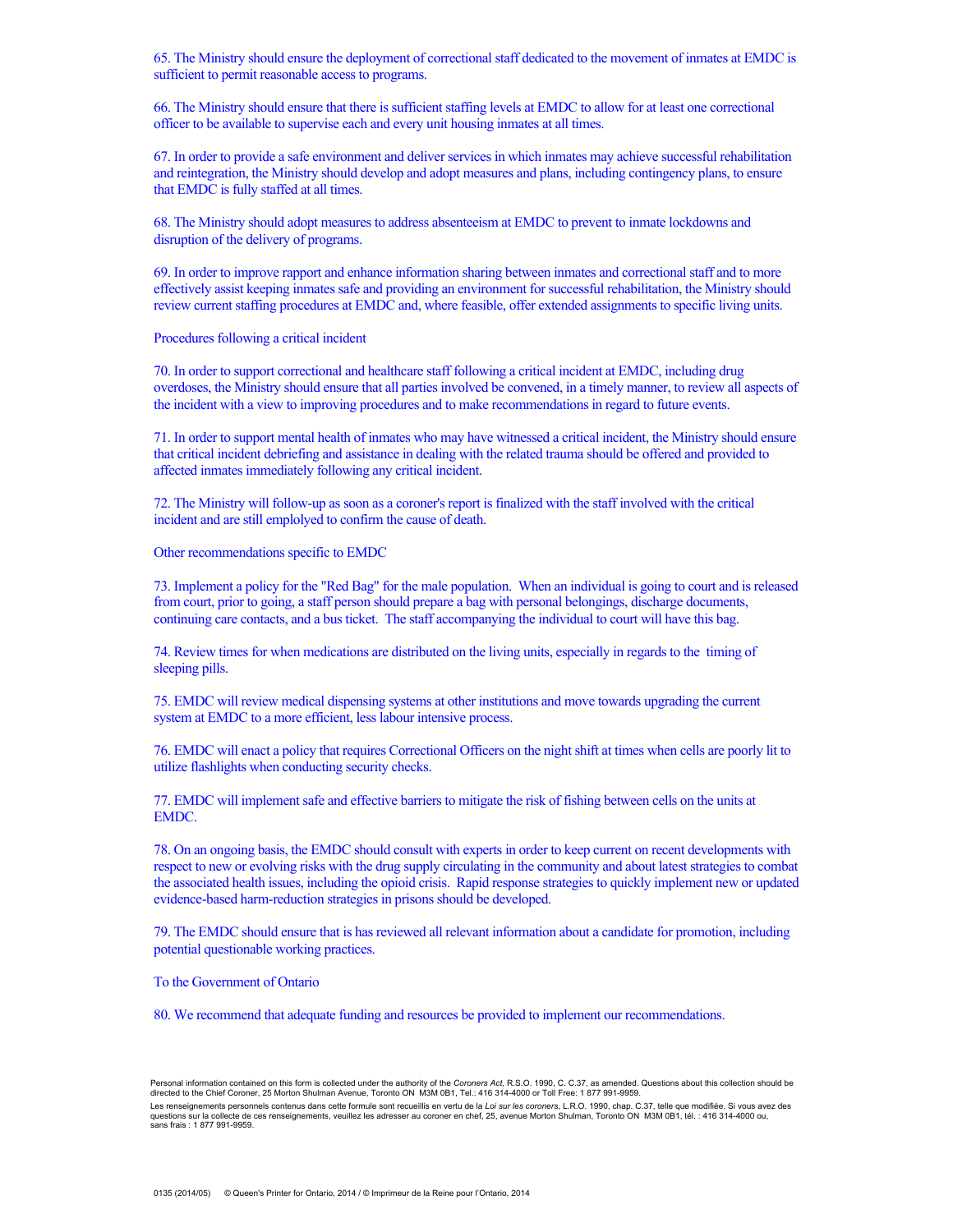65. The Ministry should ensure the deployment of correctional staff dedicated to the movement of inmates at EMDC is sufficient to permit reasonable access to programs.

66. The Ministry should ensure that there is sufficient staffing levels at EMDC to allow for at least one correctional officer to be available to supervise each and every unit housing inmates at all times.

67. In order to provide a safe environment and deliver services in which inmates may achieve successful rehabilitation and reintegration, the Ministry should develop and adopt measures and plans, including contingency plans, to ensure that EMDC is fully staffed at all times.

68. The Ministry should adopt measures to address absenteeism at EMDC to prevent to inmate lockdowns and disruption of the delivery of programs.

69. In order to improve rapport and enhance information sharing between inmates and correctional staff and to more effectively assist keeping inmates safe and providing an environment for successful rehabilitation, the Ministry should review current staffing procedures at EMDC and, where feasible, offer extended assignments to specific living units.

Procedures following a critical incident

70. In order to support correctional and healthcare staff following a critical incident at EMDC, including drug overdoses, the Ministry should ensure that all parties involved be convened, in a timely manner, to review all aspects of the incident with a view to improving procedures and to make recommendations in regard to future events.

71. In order to support mental health of inmates who may have witnessed a critical incident, the Ministry should ensure that critical incident debriefing and assistance in dealing with the related trauma should be offered and provided to affected inmates immediately following any critical incident.

72. The Ministry will follow-up as soon as a coroner's report is finalized with the staff involved with the critical incident and are still employed to confirm the cause of death.

Other recommendations specific to EMDC

73. Implement a policy for the "Red Bag" for the male population. When an individual is going to court and is released from court, prior to going, a staff person should prepare a bag with personal belongings, discharge documents, continuing care contacts, and a bus ticket. The staff accompanying the individual to court will have this bag.

74. Review times for when medications are distributed on the living units, especially in regards to the timing of sleeping pills.

75. EMDC will review medical dispensing systems at other institutions and move towards upgrading the current system at EMDC to a more efficient, less labour intensive process.

76. EMDC will enact a policy that requires Correctional Officers on the night shift at times when cells are poorly lit to utilize flashlights when conducting security checks.

77. EMDC will implement safe and effective barriers to mitigate the risk of fishing between cells on the units at EMDC.

78. On an ongoing basis, the EMDC should consult with experts in order to keep current on recent developments with respect to new or evolving risks with the drug supply circulating in the community and about latest strategies to combat the associated health issues, including the opioid crisis. Rapid response strategies to quickly implement new or updated evidence-based harm-reduction strategies in prisons should be developed.

79. The EMDC should ensure that is has reviewed all relevant information about a candidate for promotion, including potential questionable working practices.

To the Government of Ontario

80. We recommend that adequate funding and resources be provided to implement our recommendations.

Personal information contained on this form is collected under the authority of the *Coroners Act*, R.S.O. 1990, C. C.37, as amended. Questions about this collection should be directed to the Chief Coroner, 25 Morton Shulman Avenue, Toronto ON M3M 0B1, Tel.: 416 314-4000 or Toll Free: 1 877 991-9959.

Les renseignements personnels contenus dans cette formule sont recueillis en vertu de la *Loi sur les coroners*, L.R.O. 1990, chap. C.37, telle que modifiée. Si vous avez des questions sur la collecte de ces renseignements, veuillez les adresser au coroner en chef, 25, avenue Morton Shulman, Toronto ON M3M 0B1, tél. : 416 314-4000 ou, sans frais : 1 877 991-9959.

0135 (2014/05) © Queen's Printer for Ontario, 2014 / © Imprimeur de la Reine pour l'Ontario, 2014